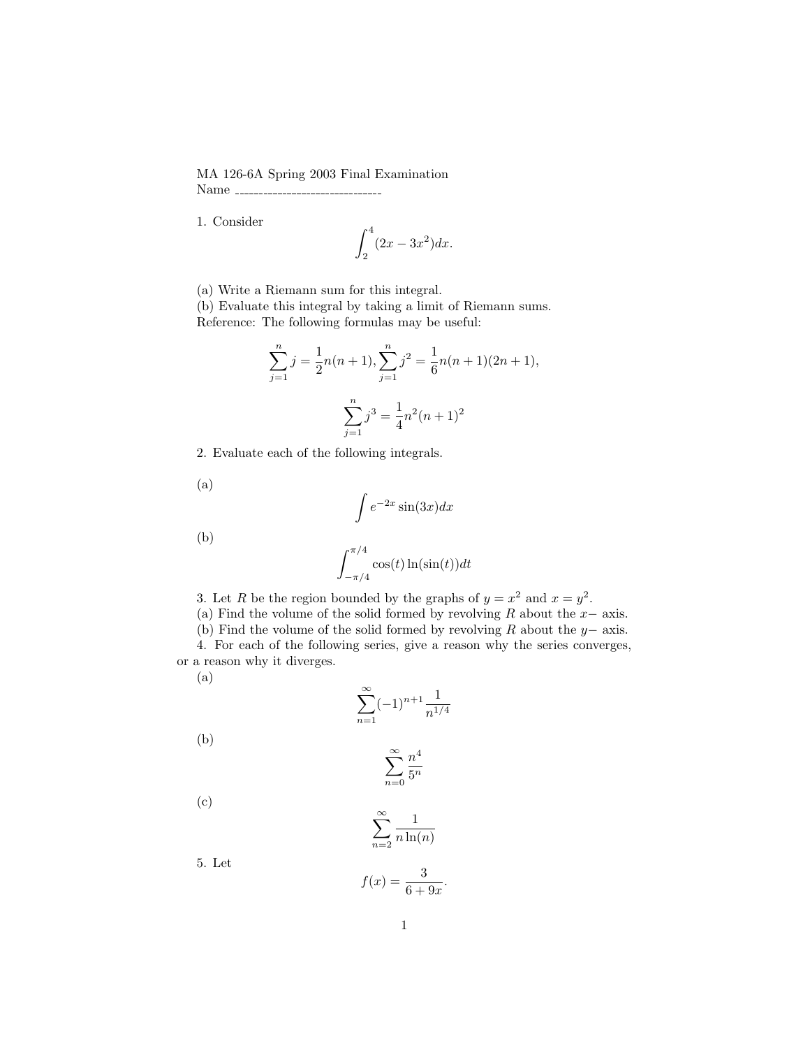MA 126-6A Spring 2003 Final Examination
Name ________________________________

1. Consider

$$\int_2^4 (2x - 3x^2)dx.$$

(a) Write a Riemann sum for this integral.
(b) Evaluate this integral by taking a limit of Riemann sums.
Reference: The following formulas may be useful:

$$\sum_{j=1}^{n} j = \frac{1}{2}n(n+1), \sum_{j=1}^{n} j^2 = \frac{1}{6}n(n+1)(2n+1),$$

$$\sum_{j=1}^{n} j^3 = \frac{1}{4}n^2(n+1)^2$$

2. Evaluate each of the following integrals.

(a)

$$\int e^{-2x}\sin(3x)dx$$

(b)

$$\int_{-\pi/4}^{\pi/4} \cos(t)\ln(\sin(t))dt$$

3. Let $R$ be the region bounded by the graphs of $y = x^2$ and $x = y^2$.
(a) Find the volume of the solid formed by revolving $R$ about the $x-$ axis.
(b) Find the volume of the solid formed by revolving $R$ about the $y-$ axis.
4. For each of the following series, give a reason why the series converges, or a reason why it diverges.
(a)

$$\sum_{n=1}^{\infty} (-1)^{n+1}\frac{1}{n^{1/4}}$$

(b)

$$\sum_{n=0}^{\infty} \frac{n^4}{5^n}$$

(c)

$$\sum_{n=2}^{\infty} \frac{1}{n\ln(n)}$$

5. Let

$$f(x) = \frac{3}{6+9x}.$$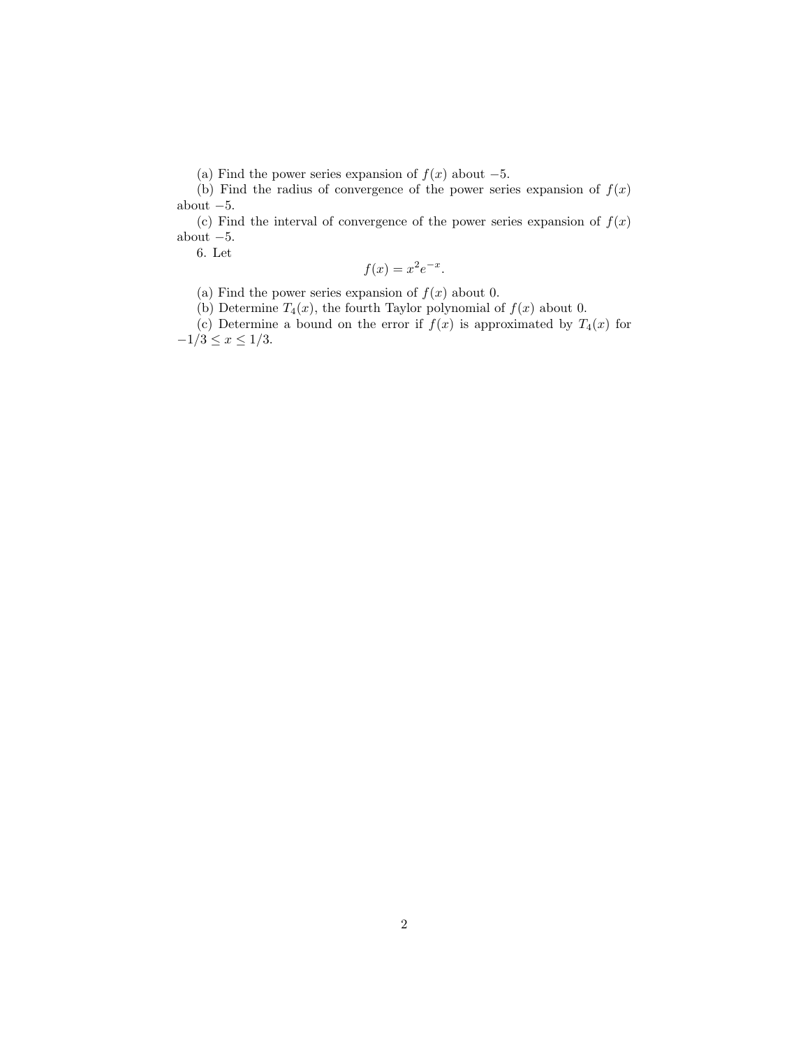(a) Find the power series expansion of $f(x)$ about $-5$.

(b) Find the radius of convergence of the power series expansion of $f(x)$ about $-5$.

(c) Find the interval of convergence of the power series expansion of $f(x)$ about $-5$.

6. Let

$$f(x) = x^2 e^{-x}.$$

(a) Find the power series expansion of $f(x)$ about 0.

(b) Determine $T_4(x)$, the fourth Taylor polynomial of $f(x)$ about 0.

(c) Determine a bound on the error if $f(x)$ is approximated by $T_4(x)$ for $-1/3 \leq x \leq 1/3$.